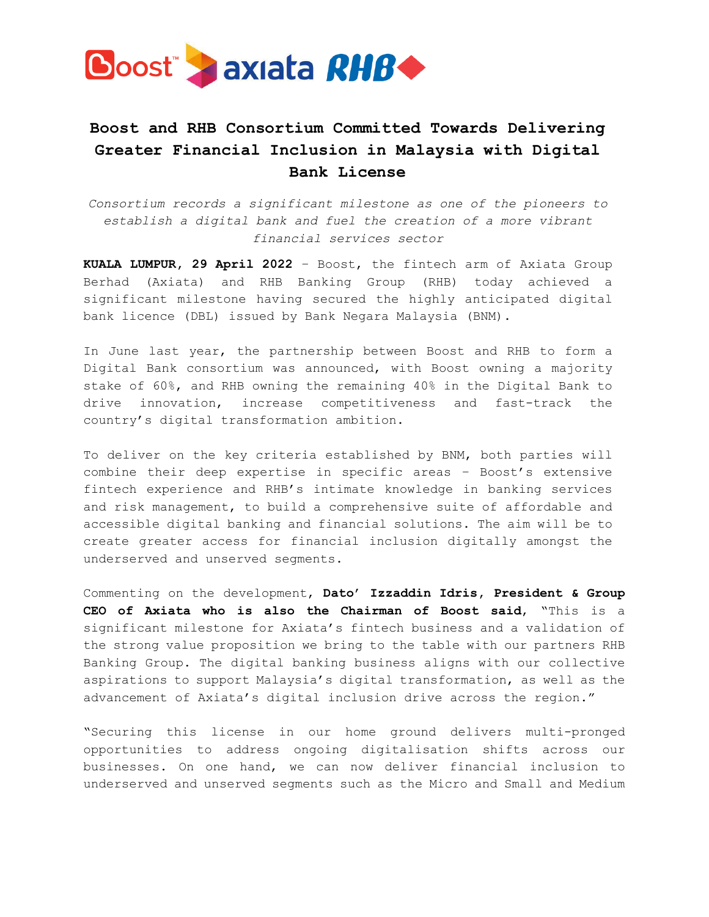# Boost and RHB Consortium Committed Towards Delivering Greater Financial Inclusion in Malaysia with Digital Bank License

*Consortium records a significant milestone as one of the pioneers to establish a digital bank and fuel the creation of a more vibrant financial services sector*

**KUALA LUMPUR, 29 April 2022** – Boost, the fintech arm of Axiata Group Berhad (Axiata) and RHB Banking Group (RHB) today achieved a significant milestone having secured the highly anticipated digital bank licence (DBL) issued by Bank Negara Malaysia (BNM).

In June last year, the partnership between Boost and RHB to form a Digital Bank consortium was announced, with Boost owning a majority stake of 60%, and RHB owning the remaining 40% in the Digital Bank to drive innovation, increase competitiveness and fast-track the country's digital transformation ambition.

To deliver on the key criteria established by BNM, both parties will combine their deep expertise in specific areas – Boost's extensive fintech experience and RHB's intimate knowledge in banking services and risk management, to build a comprehensive suite of affordable and accessible digital banking and financial solutions. The aim will be to create greater access for financial inclusion digitally amongst the underserved and unserved segments.

Commenting on the development, **Dato' Izzaddin Idris, President & Group CEO of Axiata who is also the Chairman of Boost said**, "This is a significant milestone for Axiata's fintech business and a validation of the strong value proposition we bring to the table with our partners RHB Banking Group. The digital banking business aligns with our collective aspirations to support Malaysia's digital transformation, as well as the advancement of Axiata's digital inclusion drive across the region."

"Securing this license in our home ground delivers multi-pronged opportunities to address ongoing digitalisation shifts across our businesses. On one hand, we can now deliver financial inclusion to underserved and unserved segments such as the Micro and Small and Medium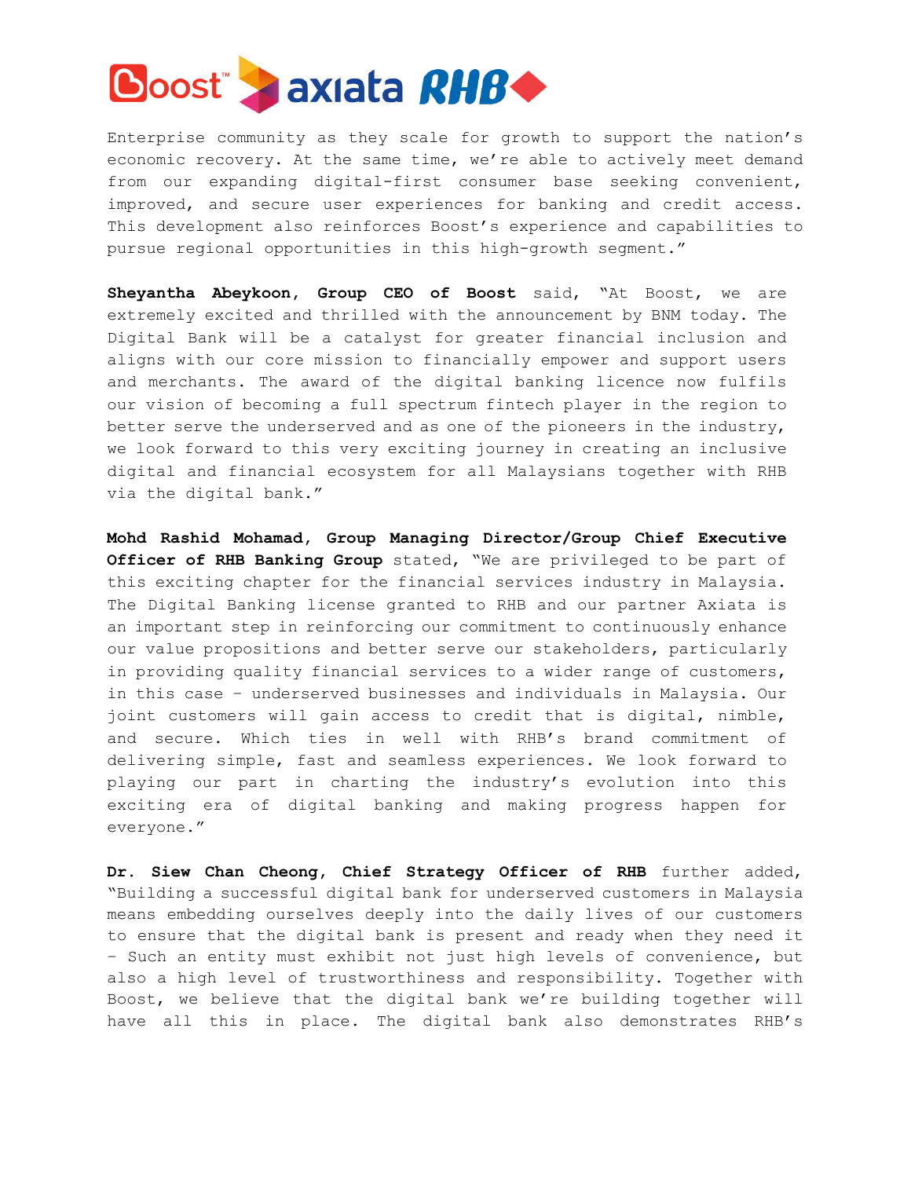Enterprise community as they scale for growth to support the nation's economic recovery. At the same time, we're able to actively meet demand from our expanding digital-first consumer base seeking convenient, improved, and secure user experiences for banking and credit access. This development also reinforces Boost's experience and capabilities to pursue regional opportunities in this high-growth segment."

**Sheyantha Abeykoon, Group CEO of Boost** said, "At Boost, we are extremely excited and thrilled with the announcement by BNM today. The Digital Bank will be a catalyst for greater financial inclusion and aligns with our core mission to financially empower and support users and merchants. The award of the digital banking licence now fulfils our vision of becoming a full spectrum fintech player in the region to better serve the underserved and as one of the pioneers in the industry, we look forward to this very exciting journey in creating an inclusive digital and financial ecosystem for all Malaysians together with RHB via the digital bank."

**Mohd Rashid Mohamad, Group Managing Director/Group Chief Executive Officer of RHB Banking Group** stated, "We are privileged to be part of this exciting chapter for the financial services industry in Malaysia. The Digital Banking license granted to RHB and our partner Axiata is an important step in reinforcing our commitment to continuously enhance our value propositions and better serve our stakeholders, particularly in providing quality financial services to a wider range of customers, in this case – underserved businesses and individuals in Malaysia. Our joint customers will gain access to credit that is digital, nimble, and secure. Which ties in well with RHB's brand commitment of delivering simple, fast and seamless experiences. We look forward to playing our part in charting the industry's evolution into this exciting era of digital banking and making progress happen for everyone."

**Dr. Siew Chan Cheong, Chief Strategy Officer of RHB** further added, "Building a successful digital bank for underserved customers in Malaysia means embedding ourselves deeply into the daily lives of our customers to ensure that the digital bank is present and ready when they need it – Such an entity must exhibit not just high levels of convenience, but also a high level of trustworthiness and responsibility. Together with Boost, we believe that the digital bank we're building together will have all this in place. The digital bank also demonstrates RHB's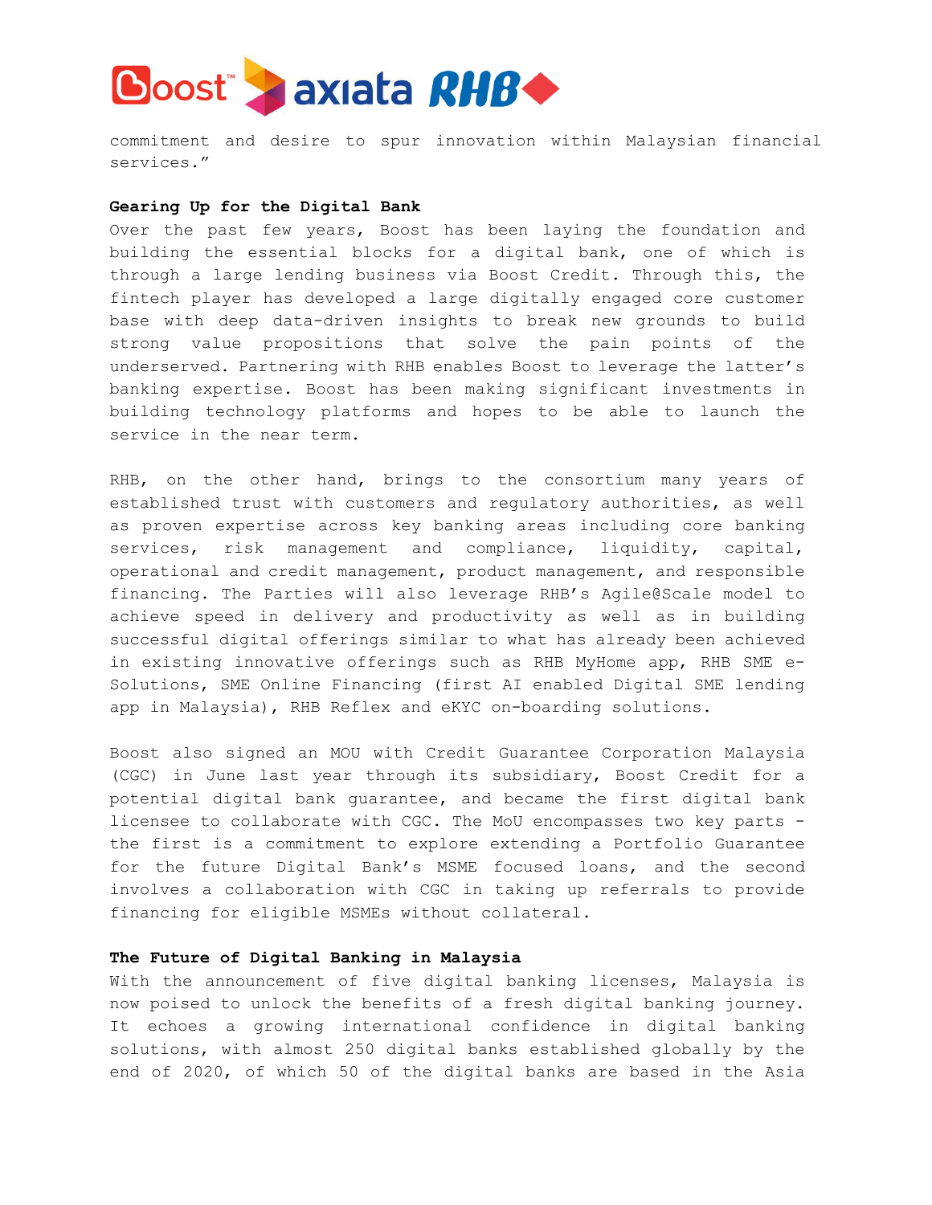commitment and desire to spur innovation within Malaysian financial services."

**Gearing Up for the Digital Bank**

Over the past few years, Boost has been laying the foundation and building the essential blocks for a digital bank, one of which is through a large lending business via Boost Credit. Through this, the fintech player has developed a large digitally engaged core customer base with deep data-driven insights to break new grounds to build strong value propositions that solve the pain points of the underserved. Partnering with RHB enables Boost to leverage the latter's banking expertise. Boost has been making significant investments in building technology platforms and hopes to be able to launch the service in the near term.

RHB, on the other hand, brings to the consortium many years of established trust with customers and regulatory authorities, as well as proven expertise across key banking areas including core banking services, risk management and compliance, liquidity, capital, operational and credit management, product management, and responsible financing. The Parties will also leverage RHB's Agile@Scale model to achieve speed in delivery and productivity as well as in building successful digital offerings similar to what has already been achieved in existing innovative offerings such as RHB MyHome app, RHB SME e-Solutions, SME Online Financing (first AI enabled Digital SME lending app in Malaysia), RHB Reflex and eKYC on-boarding solutions.

Boost also signed an MOU with Credit Guarantee Corporation Malaysia (CGC) in June last year through its subsidiary, Boost Credit for a potential digital bank guarantee, and became the first digital bank licensee to collaborate with CGC. The MoU encompasses two key parts - the first is a commitment to explore extending a Portfolio Guarantee for the future Digital Bank's MSME focused loans, and the second involves a collaboration with CGC in taking up referrals to provide financing for eligible MSMEs without collateral.

**The Future of Digital Banking in Malaysia**

With the announcement of five digital banking licenses, Malaysia is now poised to unlock the benefits of a fresh digital banking journey. It echoes a growing international confidence in digital banking solutions, with almost 250 digital banks established globally by the end of 2020, of which 50 of the digital banks are based in the Asia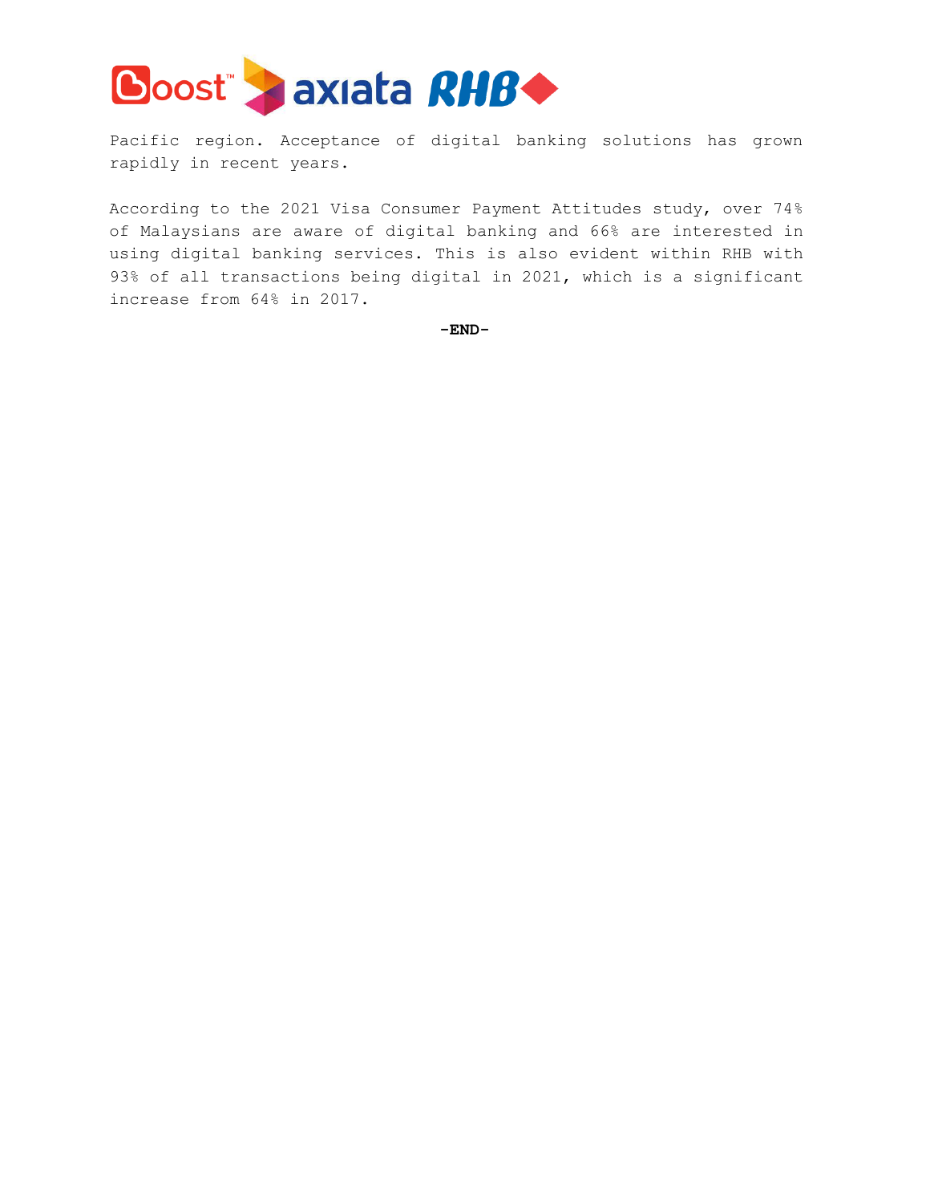Pacific region. Acceptance of digital banking solutions has grown rapidly in recent years.

According to the 2021 Visa Consumer Payment Attitudes study, over 74% of Malaysians are aware of digital banking and 66% are interested in using digital banking services. This is also evident within RHB with 93% of all transactions being digital in 2021, which is a significant increase from 64% in 2017.

**-END-**